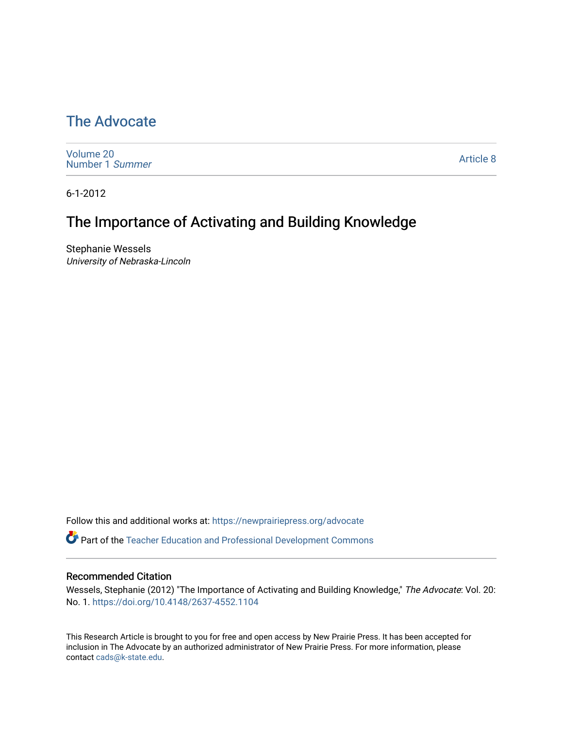# The Advocate

Volume 20
Number 1 *Summer*

Article 8

6-1-2012

## The Importance of Activating and Building Knowledge

Stephanie Wessels
*University of Nebraska-Lincoln*

Follow this and additional works at: https://newprairiepress.org/advocate

Part of the Teacher Education and Professional Development Commons

### Recommended Citation

Wessels, Stephanie (2012) "The Importance of Activating and Building Knowledge," *The Advocate*: Vol. 20: No. 1. https://doi.org/10.4148/2637-4552.1104

This Research Article is brought to you for free and open access by New Prairie Press. It has been accepted for inclusion in The Advocate by an authorized administrator of New Prairie Press. For more information, please contact cads@k-state.edu.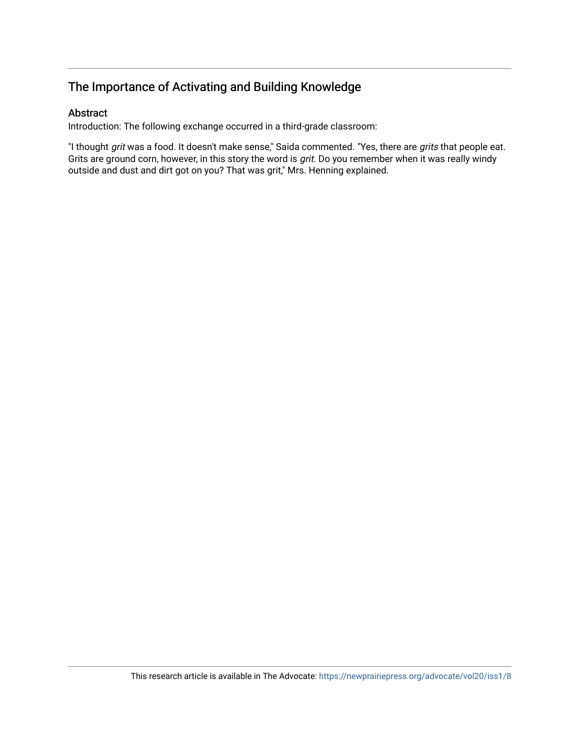## The Importance of Activating and Building Knowledge

### Abstract

Introduction: The following exchange occurred in a third-grade classroom:

"I thought *grit* was a food. It doesn't make sense," Saida commented. "Yes, there are *grits* that people eat. Grits are ground corn, however, in this story the word is *grit.* Do you remember when it was really windy outside and dust and dirt got on you? That was grit," Mrs. Henning explained.

This research article is available in The Advocate: https://newprairiepress.org/advocate/vol20/iss1/8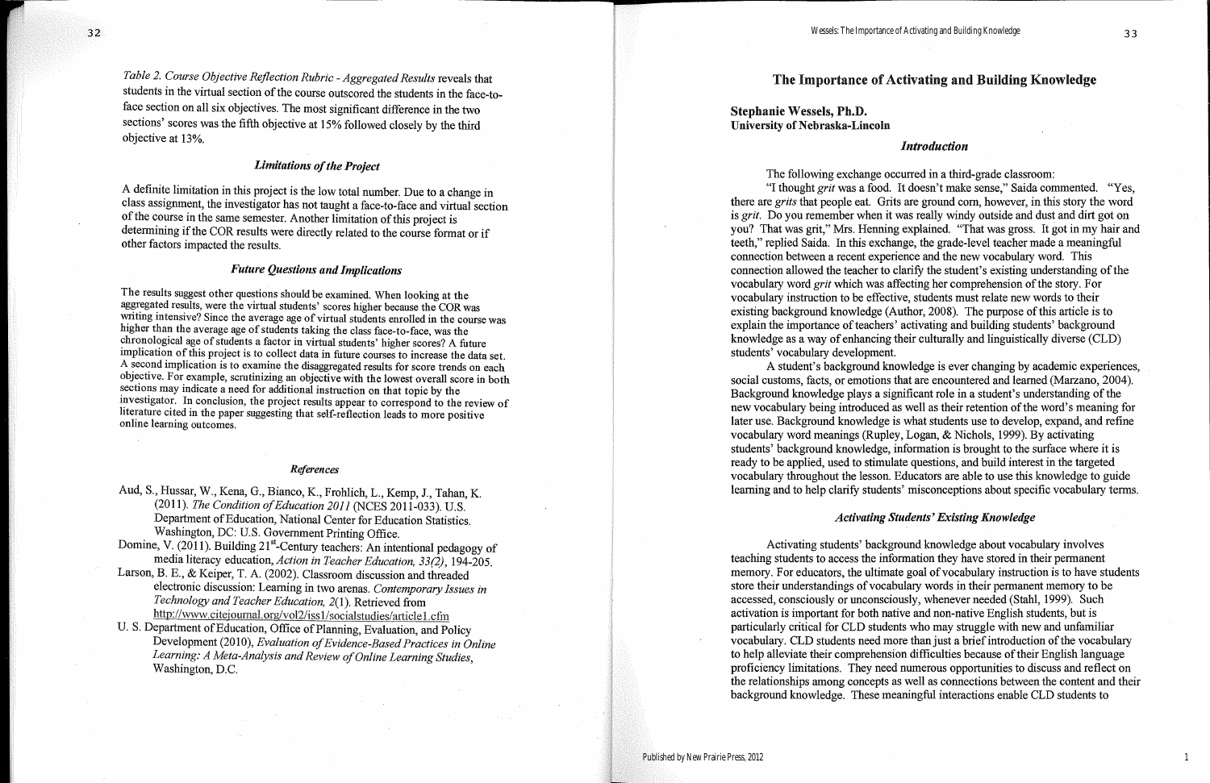*Table 2. Course Objective Reflection Rubric - Aggregated Results* reveals that students in the virtual section of the course outscored the students in the face-to-face section on all six objectives. The most significant difference in the two sections' scores was the fifth objective at 15% followed closely by the third objective at 13%.

### *Limitations of the Project*

A definite limitation in this project is the low total number. Due to a change in class assignment, the investigator has not taught a face-to-face and virtual section of the course in the same semester. Another limitation of this project is determining if the COR results were directly related to the course format or if other factors impacted the results.

### *Future Questions and Implications*

The results suggest other questions should be examined. When looking at the aggregated results, were the virtual students' scores higher because the COR was writing intensive? Since the average age of virtual students enrolled in the course was higher than the average age of students taking the class face-to-face, was the chronological age of students a factor in virtual students' higher scores? A future implication of this project is to collect data in future courses to increase the data set. A second implication is to examine the disaggregated results for score trends on each objective. For example, scrutinizing an objective with the lowest overall score in both sections may indicate a need for additional instruction on that topic by the investigator. In conclusion, the project results appear to correspond to the review of literature cited in the paper suggesting that self-reflection leads to more positive online learning outcomes.

### *References*

Aud, S., Hussar, W., Kena, G., Bianco, K., Frohlich, L., Kemp, J., Tahan, K. (2011). *The Condition of Education 2011* (NCES 2011-033). U.S. Department of Education, National Center for Education Statistics. Washington, DC: U.S. Government Printing Office.

Domine, V. (2011). Building 21st-Century teachers: An intentional pedagogy of media literacy education, *Action in Teacher Education, 33(2)*, 194-205.

Larson, B. E., & Keiper, T. A. (2002). Classroom discussion and threaded electronic discussion: Learning in two arenas. *Contemporary Issues in Technology and Teacher Education, 2*(1). Retrieved from http://www.citejournal.org/vol2/iss1/socialstudies/article1.cfm

U. S. Department of Education, Office of Planning, Evaluation, and Policy Development (2010), *Evaluation of Evidence-Based Practices in Online Learning: A Meta-Analysis and Review of Online Learning Studies*, Washington, D.C.

# The Importance of Activating and Building Knowledge

**Stephanie Wessels, Ph.D.**
**University of Nebraska-Lincoln**

### *Introduction*

The following exchange occurred in a third-grade classroom:

"I thought *grit* was a food. It doesn't make sense," Saida commented. "Yes, there are *grits* that people eat. Grits are ground corn, however, in this story the word is *grit*. Do you remember when it was really windy outside and dust and dirt got on you? That was grit," Mrs. Henning explained. "That was gross. It got in my hair and teeth," replied Saida. In this exchange, the grade-level teacher made a meaningful connection between a recent experience and the new vocabulary word. This connection allowed the teacher to clarify the student's existing understanding of the vocabulary word *grit* which was affecting her comprehension of the story. For vocabulary instruction to be effective, students must relate new words to their existing background knowledge (Author, 2008). The purpose of this article is to explain the importance of teachers' activating and building students' background knowledge as a way of enhancing their culturally and linguistically diverse (CLD) students' vocabulary development.

A student's background knowledge is ever changing by academic experiences, social customs, facts, or emotions that are encountered and learned (Marzano, 2004). Background knowledge plays a significant role in a student's understanding of the new vocabulary being introduced as well as their retention of the word's meaning for later use. Background knowledge is what students use to develop, expand, and refine vocabulary word meanings (Rupley, Logan, & Nichols, 1999). By activating students' background knowledge, information is brought to the surface where it is ready to be applied, used to stimulate questions, and build interest in the targeted vocabulary throughout the lesson. Educators are able to use this knowledge to guide learning and to help clarify students' misconceptions about specific vocabulary terms.

### *Activating Students' Existing Knowledge*

Activating students' background knowledge about vocabulary involves teaching students to access the information they have stored in their permanent memory. For educators, the ultimate goal of vocabulary instruction is to have students store their understandings of vocabulary words in their permanent memory to be accessed, consciously or unconsciously, whenever needed (Stahl, 1999). Such activation is important for both native and non-native English students, but is particularly critical for CLD students who may struggle with new and unfamiliar vocabulary. CLD students need more than just a brief introduction of the vocabulary to help alleviate their comprehension difficulties because of their English language proficiency limitations. They need numerous opportunities to discuss and reflect on the relationships among concepts as well as connections between the content and their background knowledge. These meaningful interactions enable CLD students to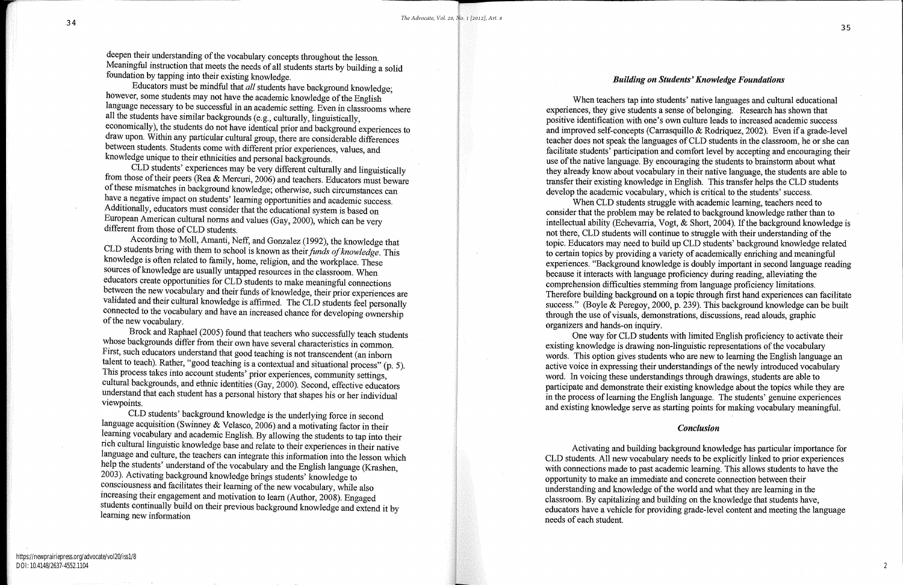deepen their understanding of the vocabulary concepts throughout the lesson. Meaningful instruction that meets the needs of all students starts by building a solid foundation by tapping into their existing knowledge.

Educators must be mindful that *all* students have background knowledge; however, some students may not have the academic knowledge of the English language necessary to be successful in an academic setting. Even in classrooms where all the students have similar backgrounds (e.g., culturally, linguistically, economically), the students do not have identical prior and background experiences to draw upon. Within any particular cultural group, there are considerable differences between students. Students come with different prior experiences, values, and knowledge unique to their ethnicities and personal backgrounds.

CLD students' experiences may be very different culturally and linguistically from those of their peers (Rea & Mercuri, 2006) and teachers. Educators must beware of these mismatches in background knowledge; otherwise, such circumstances can have a negative impact on students' learning opportunities and academic success. Additionally, educators must consider that the educational system is based on European American cultural norms and values (Gay, 2000), which can be very different from those of CLD students.

According to Moll, Amanti, Neff, and Gonzalez (1992), the knowledge that CLD students bring with them to school is known as their *funds of knowledge*. This knowledge is often related to family, home, religion, and the workplace. These sources of knowledge are usually untapped resources in the classroom. When educators create opportunities for CLD students to make meaningful connections between the new vocabulary and their funds of knowledge, their prior experiences are validated and their cultural knowledge is affirmed. The CLD students feel personally connected to the vocabulary and have an increased chance for developing ownership of the new vocabulary.

Brock and Raphael (2005) found that teachers who successfully teach students whose backgrounds differ from their own have several characteristics in common. First, such educators understand that good teaching is not transcendent (an inborn talent to teach). Rather, "good teaching is a contextual and situational process" (p. 5). This process takes into account students' prior experiences, community settings, cultural backgrounds, and ethnic identities (Gay, 2000). Second, effective educators understand that each student has a personal history that shapes his or her individual viewpoints.

CLD students' background knowledge is the underlying force in second language acquisition (Swinney & Velasco, 2006) and a motivating factor in their learning vocabulary and academic English. By allowing the students to tap into their rich cultural linguistic knowledge base and relate to their experiences in their native language and culture, the teachers can integrate this information into the lesson which help the students' understand of the vocabulary and the English language (Krashen, 2003). Activating background knowledge brings students' knowledge to consciousness and facilitates their learning of the new vocabulary, while also increasing their engagement and motivation to learn (Author, 2008). Engaged students continually build on their previous background knowledge and extend it by learning new information

### *Building on Students' Knowledge Foundations*

When teachers tap into students' native languages and cultural educational experiences, they give students a sense of belonging. Research has shown that positive identification with one's own culture leads to increased academic success and improved self-concepts (Carrasquillo & Rodriquez, 2002). Even if a grade-level teacher does not speak the languages of CLD students in the classroom, he or she can facilitate students' participation and comfort level by accepting and encouraging their use of the native language. By encouraging the students to brainstorm about what they already know about vocabulary in their native language, the students are able to transfer their existing knowledge in English. This transfer helps the CLD students develop the academic vocabulary, which is critical to the students' success.

When CLD students struggle with academic learning, teachers need to consider that the problem may be related to background knowledge rather than to intellectual ability (Echevarria, Vogt, & Short, 2004). If the background knowledge is not there, CLD students will continue to struggle with their understanding of the topic. Educators may need to build up CLD students' background knowledge related to certain topics by providing a variety of academically enriching and meaningful experiences. "Background knowledge is doubly important in second language reading because it interacts with language proficiency during reading, alleviating the comprehension difficulties stemming from language proficiency limitations. Therefore building background on a topic through first hand experiences can facilitate success." (Boyle & Peregoy, 2000, p. 239). This background knowledge can be built through the use of visuals, demonstrations, discussions, read alouds, graphic organizers and hands-on inquiry.

One way for CLD students with limited English proficiency to activate their existing knowledge is drawing non-linguistic representations of the vocabulary words. This option gives students who are new to learning the English language an active voice in expressing their understandings of the newly introduced vocabulary word. In voicing these understandings through drawings, students are able to participate and demonstrate their existing knowledge about the topics while they are in the process of learning the English language. The students' genuine experiences and existing knowledge serve as starting points for making vocabulary meaningful.

### *Conclusion*

Activating and building background knowledge has particular importance for CLD students. All new vocabulary needs to be explicitly linked to prior experiences with connections made to past academic learning. This allows students to have the opportunity to make an immediate and concrete connection between their understanding and knowledge of the world and what they are learning in the classroom. By capitalizing and building on the knowledge that students have, educators have a vehicle for providing grade-level content and meeting the language needs of each student.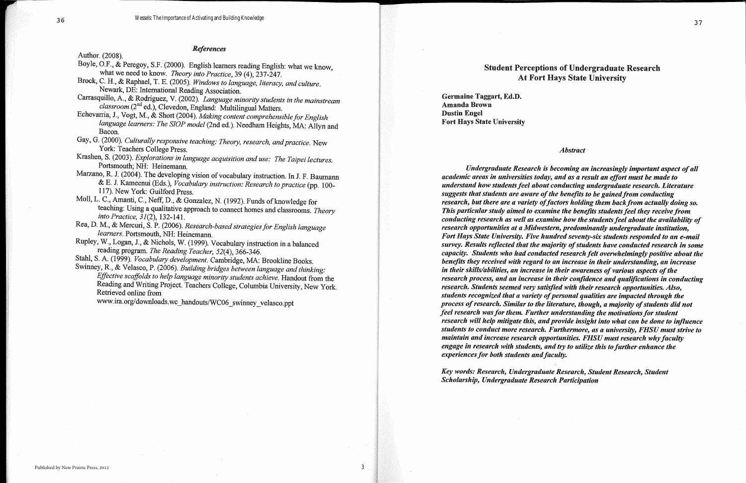### *References*

Author. (2008).

Boyle, O.F., & Peregoy, S.F. (2000). English learners reading English: what we know, what we need to know. *Theory into Practice*, 39 (4), 237-247.

Brock, C. H., & Raphael, T. E. (2005). *Windows to language, literacy, and culture*. Newark, DE: International Reading Association.

Carrasquillo, A., & Rodriguez, V. (2002). *Language minority students in the mainstream classroom* (2nd ed.), Clevedon, England: Multilingual Matters.

Echevarria, J., Vogt, M., & Short (2004). *Making content comprehensible for English language learners: The SIOP model* (2nd ed.). Needham Heights, MA: Allyn and Bacon.

Gay, G. (2000). *Culturally responsive teaching: Theory, research, and practice*. New York: Teachers College Press.

Krashen, S. (2003). *Explorations in language acquisition and use: The Taipei lectures*. Portsmouth; NH: Heinemann.

Marzano, R. J. (2004). The developing vision of vocabulary instruction. In J. F. Baumann & E. J. Kameenui (Eds.), *Vocabulary instruction: Research to practice* (pp. 100-117). New York: Guilford Press.

Moll, L. C., Amanti, C., Neff, D., & Gonzalez, N. (1992). Funds of knowledge for teaching: Using a qualitative approach to connect homes and classrooms. *Theory into Practice, 31*(2), 132-141.

Rea, D. M., & Mercuri, S. P. (2006). *Research-based strategies for English language learners*. Portsmouth, NH: Heinemann.

Rupley, W., Logan, J., & Nichols, W. (1999). Vocabulary instruction in a balanced reading program. *The Reading Teacher, 52*(4), 366-346.

Stahl, S. A. (1999). *Vocabulary development*. Cambridge, MA: Brookline Books.

Swinney, R., & Velasco, P. (2006). *Building bridges between language and thinking: Effective scaffolds to help language minority students achieve*. Handout from the Reading and Writing Project. Teachers College, Columbia University, New York. Retrieved online from www.ira.org/downloads.wc_handouts/WC06_swinney_velasco.ppt

# Student Perceptions of Undergraduate Research At Fort Hays State University

**Germaine Taggart, Ed.D.**
**Amanda Brown**
**Dustin Engel**
**Fort Hays State University**

### *Abstract*

***Undergraduate Research is becoming an increasingly important aspect of all academic areas in universities today, and as a result an effort must be made to understand how students feel about conducting undergraduate research. Literature suggests that students are aware of the benefits to be gained from conducting research, but there are a variety of factors holding them back from actually doing so. This particular study aimed to examine the benefits students feel they receive from conducting research as well as examine how the students feel about the availability of research opportunities at a Midwestern, predominantly undergraduate institution, Fort Hays State University. Five hundred seventy-six students responded to an e-mail survey. Results reflected that the majority of students have conducted research in some capacity. Students who had conducted research felt overwhelmingly positive about the benefits they received with regard to an increase in their understanding, an increase in their skills/abilities, an increase in their awareness of various aspects of the research process, and an increase in their confidence and qualifications in conducting research. Students seemed very satisfied with their research opportunities. Also, students recognized that a variety of personal qualities are impacted through the process of research. Similar to the literature, though, a majority of students did not feel research was for them. Further understanding the motivations for student research will help mitigate this, and provide insight into what can be done to influence students to conduct more research. Furthermore, as a university, FHSU must strive to maintain and increase research opportunities. FHSU must research why faculty engage in research with students, and try to utilize this to further enhance the experiences for both students and faculty.***

***Key words: Research, Undergraduate Research, Student Research, Student Scholarship, Undergraduate Research Participation***